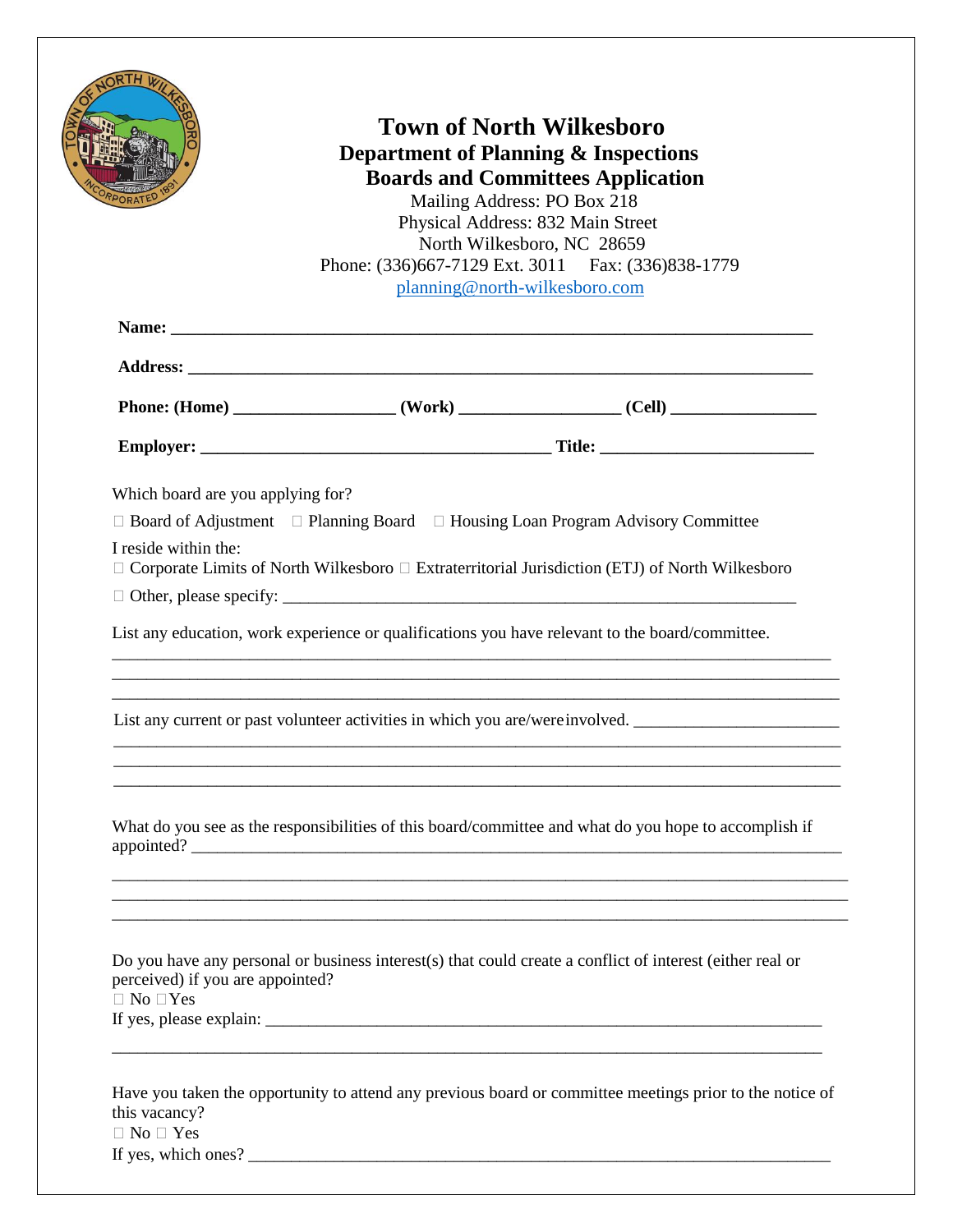# Town of North Wilkesboro

## Department of Planning & Inspections

## Boards and Committees Application

Mailing Address: PO Box 218
Physical Address: 832 Main Street
North Wilkesboro, NC 28659
Phone: (336)667-7129 Ext. 3011 Fax: (336)838-1779
planning@north-wilkesboro.com

**Name:** ___________________________________________________________________________

**Address:** _________________________________________________________________________

**Phone: (Home)** __________________ **(Work)** __________________ **(Cell)** ________________

**Employer:** ________________________________________ **Title:** ________________________

Which board are you applying for?

☐ Board of Adjustment ☐ Planning Board ☐ Housing Loan Program Advisory Committee

I reside within the:

☐ Corporate Limits of North Wilkesboro ☐ Extraterritorial Jurisdiction (ETJ) of North Wilkesboro

☐ Other, please specify: ___________________________________________________________

List any education, work experience or qualifications you have relevant to the board/committee.

_________________________________________________________________________________

_________________________________________________________________________________

_________________________________________________________________________________

List any current or past volunteer activities in which you are/were involved. _______________________

_________________________________________________________________________________

_________________________________________________________________________________

_________________________________________________________________________________

What do you see as the responsibilities of this board/committee and what do you hope to accomplish if appointed? ______________________________________________________________________

_________________________________________________________________________________

_________________________________________________________________________________

_________________________________________________________________________________

Do you have any personal or business interest(s) that could create a conflict of interest (either real or perceived) if you are appointed?

☐ No ☐ Yes

If yes, please explain: _____________________________________________________________

_________________________________________________________________________________

Have you taken the opportunity to attend any previous board or committee meetings prior to the notice of this vacancy?

☐ No ☐ Yes

If yes, which ones? _______________________________________________________________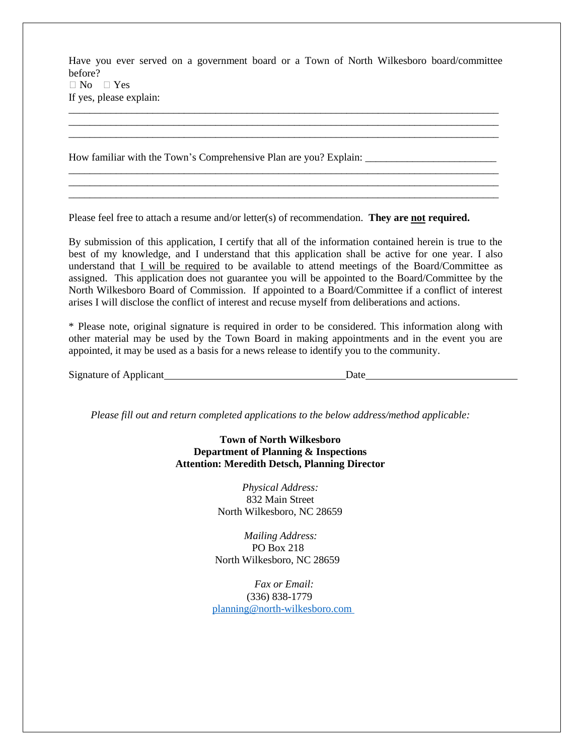Have you ever served on a government board or a Town of North Wilkesboro board/committee before?

☐ No ☐ Yes

If yes, please explain:

\_\_\_\_\_\_\_\_\_\_\_\_\_\_\_\_\_\_\_\_\_\_\_\_\_\_\_\_\_\_\_\_\_\_\_\_\_\_\_\_\_\_\_\_\_\_\_\_\_\_\_\_\_\_\_\_\_\_\_\_\_\_\_\_\_\_\_\_\_\_\_\_\_\_\_\_

\_\_\_\_\_\_\_\_\_\_\_\_\_\_\_\_\_\_\_\_\_\_\_\_\_\_\_\_\_\_\_\_\_\_\_\_\_\_\_\_\_\_\_\_\_\_\_\_\_\_\_\_\_\_\_\_\_\_\_\_\_\_\_\_\_\_\_\_\_\_\_\_\_\_\_\_

\_\_\_\_\_\_\_\_\_\_\_\_\_\_\_\_\_\_\_\_\_\_\_\_\_\_\_\_\_\_\_\_\_\_\_\_\_\_\_\_\_\_\_\_\_\_\_\_\_\_\_\_\_\_\_\_\_\_\_\_\_\_\_\_\_\_\_\_\_\_\_\_\_\_\_\_

How familiar with the Town's Comprehensive Plan are you? Explain: \_\_\_\_\_\_\_\_\_\_\_\_\_\_\_\_\_\_\_\_\_\_\_\_\_

\_\_\_\_\_\_\_\_\_\_\_\_\_\_\_\_\_\_\_\_\_\_\_\_\_\_\_\_\_\_\_\_\_\_\_\_\_\_\_\_\_\_\_\_\_\_\_\_\_\_\_\_\_\_\_\_\_\_\_\_\_\_\_\_\_\_\_\_\_\_\_\_\_\_\_\_

\_\_\_\_\_\_\_\_\_\_\_\_\_\_\_\_\_\_\_\_\_\_\_\_\_\_\_\_\_\_\_\_\_\_\_\_\_\_\_\_\_\_\_\_\_\_\_\_\_\_\_\_\_\_\_\_\_\_\_\_\_\_\_\_\_\_\_\_\_\_\_\_\_\_\_\_

\_\_\_\_\_\_\_\_\_\_\_\_\_\_\_\_\_\_\_\_\_\_\_\_\_\_\_\_\_\_\_\_\_\_\_\_\_\_\_\_\_\_\_\_\_\_\_\_\_\_\_\_\_\_\_\_\_\_\_\_\_\_\_\_\_\_\_\_\_\_\_\_\_\_\_\_

Please feel free to attach a resume and/or letter(s) of recommendation. **They are <u>not</u> required.**

By submission of this application, I certify that all of the information contained herein is true to the best of my knowledge, and I understand that this application shall be active for one year. I also understand that <u>I will be required</u> to be available to attend meetings of the Board/Committee as assigned. This application does not guarantee you will be appointed to the Board/Committee by the North Wilkesboro Board of Commission. If appointed to a Board/Committee if a conflict of interest arises I will disclose the conflict of interest and recuse myself from deliberations and actions.

* Please note, original signature is required in order to be considered. This information along with other material may be used by the Town Board in making appointments and in the event you are appointed, it may be used as a basis for a news release to identify you to the community.

Signature of Applicant\_\_\_\_\_\_\_\_\_\_\_\_\_\_\_\_\_\_\_\_\_\_\_\_\_\_\_\_\_\_\_\_\_\_Date\_\_\_\_\_\_\_\_\_\_\_\_\_\_\_\_\_\_\_\_\_\_\_\_\_\_\_\_

*Please fill out and return completed applications to the below address/method applicable:*

**Town of North Wilkesboro**
**Department of Planning & Inspections**
**Attention: Meredith Detsch, Planning Director**

*Physical Address:*
832 Main Street
North Wilkesboro, NC 28659

*Mailing Address:*
PO Box 218
North Wilkesboro, NC 28659

*Fax or Email:*
(336) 838-1779
planning@north-wilkesboro.com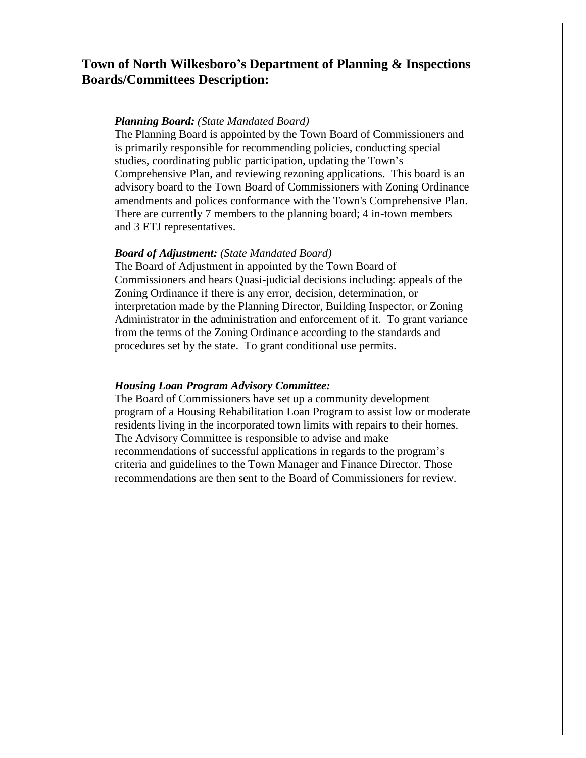## Town of North Wilkesboro's Department of Planning & Inspections Boards/Committees Description:

***Planning Board:*** *(State Mandated Board)*

The Planning Board is appointed by the Town Board of Commissioners and is primarily responsible for recommending policies, conducting special studies, coordinating public participation, updating the Town's Comprehensive Plan, and reviewing rezoning applications. This board is an advisory board to the Town Board of Commissioners with Zoning Ordinance amendments and polices conformance with the Town's Comprehensive Plan. There are currently 7 members to the planning board; 4 in-town members and 3 ETJ representatives.

***Board of Adjustment:*** *(State Mandated Board)*

The Board of Adjustment in appointed by the Town Board of Commissioners and hears Quasi-judicial decisions including: appeals of the Zoning Ordinance if there is any error, decision, determination, or interpretation made by the Planning Director, Building Inspector, or Zoning Administrator in the administration and enforcement of it. To grant variance from the terms of the Zoning Ordinance according to the standards and procedures set by the state. To grant conditional use permits.

***Housing Loan Program Advisory Committee:***

The Board of Commissioners have set up a community development program of a Housing Rehabilitation Loan Program to assist low or moderate residents living in the incorporated town limits with repairs to their homes. The Advisory Committee is responsible to advise and make recommendations of successful applications in regards to the program's criteria and guidelines to the Town Manager and Finance Director. Those recommendations are then sent to the Board of Commissioners for review.